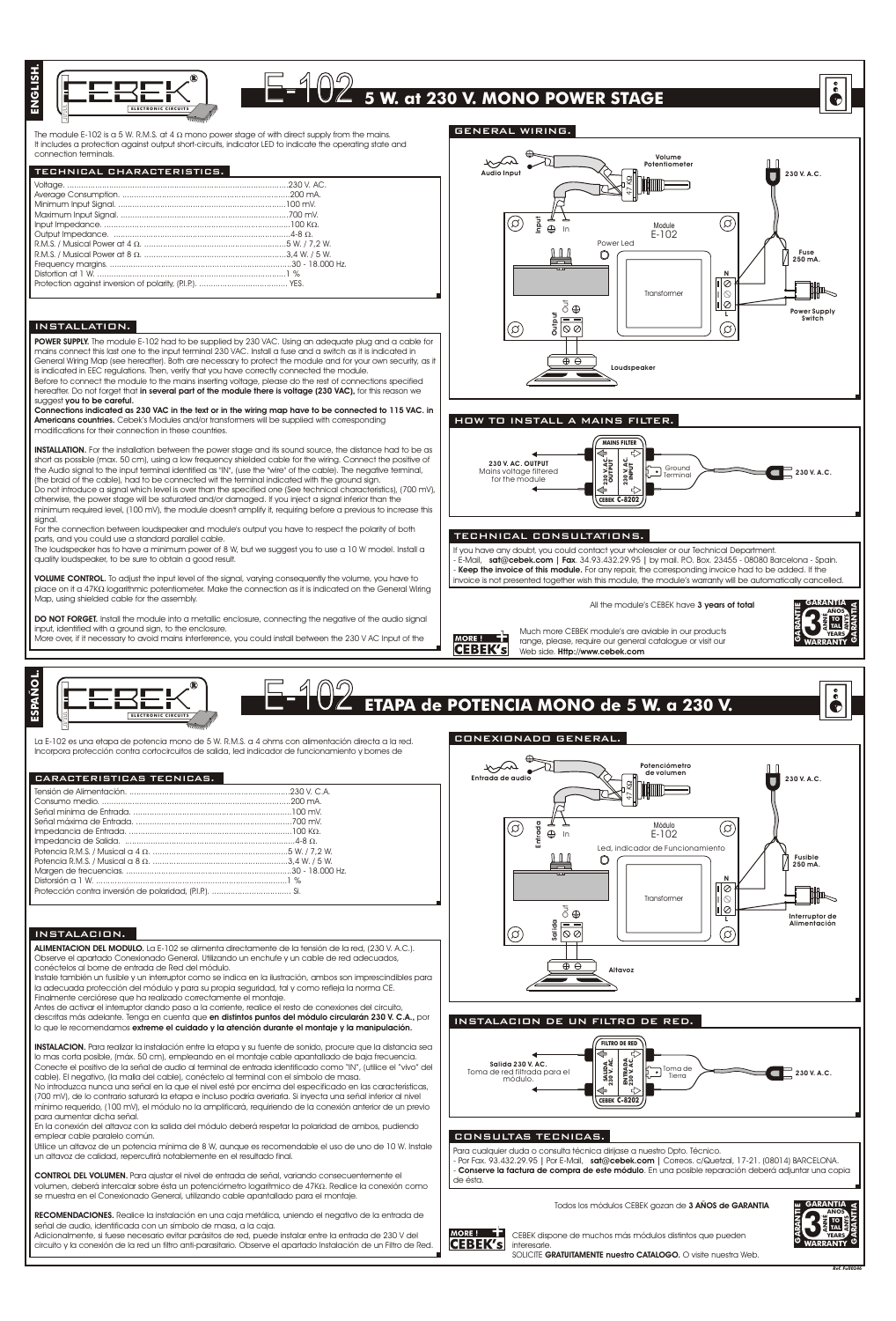# E-102 5 W. at 230 V. MONO POWER STAGE

The module E-102 is a 5 W. R.M.S. at 4 Ω mono power stage of with direct supply from the mains. It includes a protection against output short-circuits, indicator LED to indicate the operating state and connection terminals.

## TECHNICAL CHARACTERISTICS.

| | |
|---|---|
| Voltage. | 230 V. AC. |
| Average Consumption. | 200 mA. |
| Minimum Input Signal. | 100 mV. |
| Maximum Input Signal. | 700 mV. |
| Input Impedance. | 100 KΩ. |
| Output Impedance. | 4-8 Ω. |
| R.M.S. / Musical Power at 4 Ω. | 5 W. / 7,2 W. |
| R.M.S. / Musical Power at 8 Ω. | 3,4 W. / 5 W. |
| Frequency margins. | 30 - 18.000 Hz. |
| Distortion at 1 W. | 1 % |
| Protection against inversion of polarity, (P.I.P.). | YES. |

## INSTALLATION.

**POWER SUPPLY.** The module E-102 had to be supplied by 230 VAC. Using an adequate plug and a cable for mains connect this last one to the input terminal 230 VAC. Install a fuse and a switch as it is indicated in General Wiring Map (see hereafter). Both are necessary to protect the module and for your own security, as it is indicated in EEC regulations. Then, verify that you have correctly connected the module.
Before to connect the module to the mains inserting voltage, please do the rest of connections specified hereafter. Do not forget that **in several part of the module there is voltage (230 VAC),** for this reason we suggest **you to be careful.**
**Connections indicated as 230 VAC in the text or in the wiring map have to be connected to 115 VAC. in Americans countries.** Cebek's Modules and/or transformers will be supplied with corresponding modifications for their connection in these countries.

**INSTALLATION.** For the installation between the power stage and its sound source, the distance had to be as short as possible (max. 50 cm), using a low frequency shielded cable for the wiring. Connect the positive of the Audio signal to the input terminal identified as "IN", (use the "wire" of the cable). The negative terminal, (the braid of the cable), had to be connected wit the terminal indicated with the ground sign.
Do not introduce a signal which level is over than the specified one (See technical characteristics), (700 mV), otherwise, the power stage will be saturated and/or damaged. If you inject a signal inferior than the minimum required level, (100 mV), the module doesn't amplify it, requiring before a previous to increase this signal.
For the connection between loudspeaker and module's output you have to respect the polarity of both parts, and you could use a standard parallel cable.
The loudspeaker has to have a minimum power of 8 W, but we suggest you to use a 10 W model. Install a quality loudspeaker, to be sure to obtain a good result.

**VOLUME CONTROL.** To adjust the input level of the signal, varying consequently the volume, you have to place on it a 47KΩ logarithmic potentiometer. Make the connection as it is indicated on the General Wiring Map, using shielded cable for the assembly.

**DO NOT FORGET.** Install the module into a metallic enclosure, connecting the negative of the audio signal input, identified with a ground sign, to the enclosure.
More over, if it necessary to avoid mains interference, you could install between the 230 V AC Input of the

## GENERAL WIRING.

Audio Input — Volume Potentiometer (47 KΩ) — Input (In) — Module E-102 — Power Led — Transformer — Output (Out) — Loudspeaker — 230 V. A.C. — Fuse 250 mA. — Power Supply Switch — N — L

## HOW TO INSTALL A MAINS FILTER.

230 V. AC. OUTPUT Mains voltage filtered for the module — MAINS FILTER (230 V. AC. OUTPUT / 230 V. AC. INPUT) — Ground Terminal — 230 V. A.C. — CEBEK C-8202

## TECHNICAL CONSULTATIONS.

If you have any doubt, you could contact your wholesaler or our Technical Department.
- E-Mail, **sat@cebek.com** | **Fax**. 34.93.432.29.95 | by mail. P.O. Box. 23455 - 08080 Barcelona - Spain.
- **Keep the invoice of this module.** For any repair, the corresponding invoice had to be added. If the invoice is not presented together wish this module, the module's warranty will be automatically cancelled.

All the module's CEBEK have **3 years of total**

Much more CEBEK module's are aviable in our products range, please, require our general catalogue or visit our Web side. **Http://www.cebek.com**

# E-102 ETAPA de POTENCIA MONO de 5 W. a 230 V.

La E-102 es una etapa de potencia mono de 5 W. R.M.S. a 4 ohms con alimentación directa a la red. Incorpora protección contra cortocircuitos de salida, led indicador de funcionamiento y bornes de

## CARACTERISTICAS TECNICAS.

| | |
|---|---|
| Tensión de Alimentación. | 230 V. C.A. |
| Consumo medio. | 200 mA. |
| Señal mínima de Entrada. | 100 mV. |
| Señal máxima de Entrada. | 700 mV. |
| Impedancia de Entrada. | 100 KΩ. |
| Impedancia de Salida. | 4-8 Ω. |
| Potencia R.M.S. / Musical a 4 Ω. | 5 W. / 7,2 W. |
| Potencia R.M.S. / Musical a 8 Ω. | 3,4 W. / 5 W. |
| Margen de frecuencias. | 30 - 18.000 Hz. |
| Distorsión a 1 W. | 1 % |
| Protección contra inversión de polaridad, (P.I.P.). | Sí. |

## INSTALACION.

**ALIMENTACION DEL MODULO.** La E-102 se alimenta directamente de la tensión de la red, (230 V. A.C.). Observe el apartado Conexionado General. Utilizando un enchufe y un cable de red adecuados, conéctelos al borne de entrada de Red del módulo.
Instale también un fusible y un interruptor como se indica en la ilustración, ambos son imprescindibles para la adecuada protección del módulo y para su propia seguridad, tal y como refleja la norma CE. Finalmente cerciórese que ha realizado correctamente el montaje.
Antes de activar el interruptor dando paso a la corriente, realice el resto de conexiones del circuito, descritas más adelante. Tenga en cuenta que **en distintos puntos del módulo circularán 230 V. C.A.,** por lo que le recomendamos **extreme el cuidado y la atención durante el montaje y la manipulación.**

**INSTALACION.** Para realizar la instalación entre la etapa y su fuente de sonido, procure que la distancia sea lo mas corta posible, (máx. 50 cm), empleando en el montaje cable apantallado de baja frecuencia. Conecte el positivo de la señal de audio al terminal de entrada identificado como "IN", (utilice el "vivo" del cable). El negativo, (la malla del cable), conéctelo al terminal con el símbolo de masa.
No introduzca nunca una señal en la que el nivel esté por encima del especificado en las características, (700 mV), de lo contrario saturará la etapa e incluso podría averiarla. Si inyecta una señal inferior al nivel mínimo requerido, (100 mV), el módulo no la amplificará, requiriendo de la conexión anterior de un previo para aumentar dicha señal.
En la conexión del altavoz con la salida del módulo deberá respetar la polaridad de ambos, pudiendo emplear cable paralelo común.
Utilice un altavoz de un potencia mínima de 8 W, aunque es recomendable el uso de uno de 10 W. Instale un altavoz de calidad, repercutirá notablemente en el resultado final.

**CONTROL DEL VOLUMEN.** Para ajustar el nivel de entrada de señal, variando consecuentemente el volumen, deberá intercalar sobre ésta un potenciómetro logarítmico de 47KΩ. Realice la conexión como se muestra en el Conexionado General, utilizando cable apantallado para el montaje.

**RECOMENDACIONES.** Realice la instalación en una caja metálica, uniendo el negativo de la entrada de señal de audio, identificada con un símbolo de masa, a la caja.
Adicionalmente, si fuese necesario evitar parásitos de red, puede instalar entre la entrada de 230 V del circuito y la conexión de la red un filtro anti-parasitario. Observe el apartado Instalación de un Filtro de Red.

## CONEXIONADO GENERAL.

Entrada de audio — Potenciómetro de volumen (47 KΩ) — Entrada (In) — Módulo E-102 — Led, indicador de Funcionamiento — Transformer — Salida (Out) — Altavoz — 230 V. A.C. — Fusible 250 mA. — Interruptor de Alimentación — N — L

## INSTALACION DE UN FILTRO DE RED.

Salida 230 V. AC. Toma de red filtrada para el módulo. — FILTRO DE RED (SALIDA 230 V. AC. / ENTRADA 230 V. AC.) — Toma de Tierra — 230 V. A.C. — CEBEK C-8202

## CONSULTAS TECNICAS.

Para cualquier duda o consulta técnica diríjase a nuestro Dpto. Técnico.
- Por Fax. 93.432.29.95 | Por E-Mail, **sat@cebek.com** | Correos. c/Quetzal, 17-21. (08014) BARCELONA.
- **Conserve la factura de compra de este módulo.** En una posible reparación deberá adjuntar una copia de ésta.

Todos los módulos CEBEK gozan de **3 AÑOS de GARANTIA**

CEBEK dispone de muchos más módulos distintos que pueden interesarle.
SOLICITE **GRATUITAMENTE nuestro CATALOGO.** O visite nuestra Web.

Ref. Fs#0246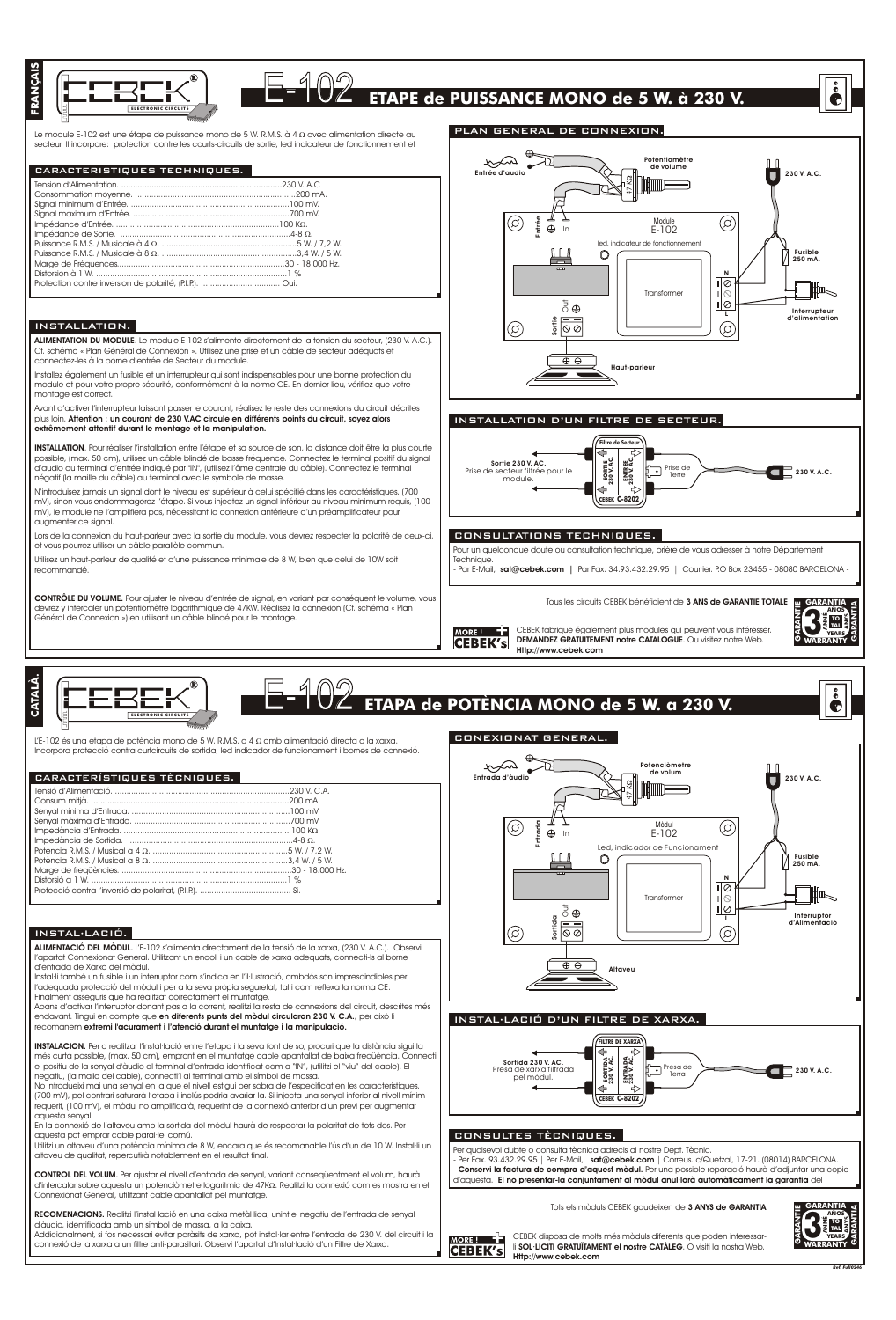FRANÇAIS

# E-102 ETAPE de PUISSANCE MONO de 5 W. à 230 V.

Le module E-102 est une étape de puissance mono de 5 W. R.M.S. à 4 Ω avec alimentation directe au secteur. Il incorpore: protection contre les courts-circuits de sortie, led indicateur de fonctionnement et

## CARACTERISTIQUES TECHNIQUES.

| | |
|---|---|
| Tension d'Alimentation. | 230 V. A.C |
| Consommation moyenne. | 200 mA. |
| Signal minimum d'Entrée. | 100 mV. |
| Signal maximum d'Entrée. | 700 mV. |
| Impédance d'Entrée. | 100 KΩ. |
| Impédance de Sortie. | 4-8 Ω. |
| Puissance R.M.S. / Musicale à 4 Ω. | 5 W. / 7,2 W. |
| Puissance R.M.S. / Musicale à 8 Ω. | 3,4 W. / 5 W. |
| Marge de Fréquences. | 30 - 18.000 Hz. |
| Distorsion à 1 W. | 1 % |
| Protection contre inversion de polarité, (P.I.P.). | Oui. |

## INSTALLATION.

**ALIMENTATION DU MODULE**. Le module E-102 s'alimente directement de la tension du secteur, (230 V. A.C.). Cf. schéma « Plan Général de Connexion ». Utilisez une prise et un câble de secteur adéquats et connectez-les à la borne d'entrée de Secteur du module.

Installez également un fusible et un interrupteur qui sont indispensables pour une bonne protection du module et pour votre propre sécurité, conformément à la norme CE. En dernier lieu, vérifiez que votre montage est correct.

Avant d'activer l'interrupteur laissant passer le courant, réalisez le reste des connexions du circuit décrites plus loin. **Attention : un courant de 230 V.AC circule en différents points du circuit, soyez alors extrêmement attentif durant le montage et la manipulation.**

**INSTALLATION**. Pour réaliser l'installation entre l'étape et sa source de son, la distance doit être la plus courte possible, (max. 50 cm), utilisez un câble blindé de basse fréquence. Connectez le terminal positif du signal d'audio au terminal d'entrée indiqué par "IN", (utilisez l'âme centrale du câble). Connectez le terminal négatif (la maille du câble) avec le symbole de masse.

N'introduisez jamais un signal dont le niveau est supérieur à celui spécifié dans les caractéristiques, (700 mV), sinon vous endommagerez l'étape. Si vous injectez un signal inférieur au niveau minimum requis, (100 mV), le module ne l'amplifiera pas, nécessitant la connexion antérieure d'un préamplificateur pour augmenter ce signal.

Lors de la connexion du haut-parleur avec la sortie du module, vous devrez respecter la polarité de ceux-ci, et vous pourrez utiliser un câble parallèle commun.

Utilisez un haut-parleur de qualité et d'une puissance minimale de 8 W, bien que celui de 10W soit recommandé.

**CONTRÔLE DU VOLUME.** Pour ajuster le niveau d'entrée de signal, en variant par conséquent le volume, vous devrez y intercaler un potentiomètre logarithmique de 47KW. Réalisez la connexion (Cf. schéma « Plan Général de Connexion ») en utilisant un câble blindé pour le montage.

## PLAN GENERAL DE CONNEXION.

Entrée d'audio
Potentiomètre de volume
47 KΩ
230 V. A.C.
Entrée
In
Module E-102
led, indicateur de fonctionnement
Fusible 250 mA.
N
L
Transformer
Interrupteur d'alimentation
Sortie
Out
Haut-parleur

## INSTALLATION D'UN FILTRE DE SECTEUR.

Sortie 230 V. AC.
Prise de secteur filtrée pour le module.
Filtre de Secteur
SORTIE 230 V. AC.
ENTREE 230 V. AC.
Prise de Terre
230 V. A.C.
CEBEK C-8202

## CONSULTATIONS TECHNIQUES.

Pour un quelconque doute ou consultation technique, prière de vous adresser à notre Département Technique.
- Par E-Mail, **sat@cebek.com** | Par Fax. 34.93.432.29.95 | Courrier. P.O Box 23455 - 08080 BARCELONA -

Tous les circuits CEBEK bénéficient de **3 ANS de GARANTIE TOTALE**

CEBEK fabrique également plus modules qui peuvent vous intéresser. **DEMANDEZ GRATUITEMENT notre CATALOGUE**. Ou visitez notre Web. **Http://www.cebek.com**

CATALÀ.

# E-102 ETAPA de POTÈNCIA MONO de 5 W. a 230 V.

L'E-102 és una etapa de potència mono de 5 W. R.M.S. a 4 Ω amb alimentació directa a la xarxa. Incorpora protecció contra curtcircuits de sortida, led indicador de funcionament i bornes de connexió.

## CARACTERÍSTIQUES TÈCNIQUES.

| | |
|---|---|
| Tensió d'Alimentació. | 230 V. C.A. |
| Consum mitjà. | 200 mA. |
| Senyal mínima d'Entrada. | 100 mV. |
| Senyal màxima d'Entrada. | 700 mV. |
| Impedància d'Entrada. | 100 KΩ. |
| Impedància de Sortida. | 4-8 Ω. |
| Potència R.M.S. / Musical a 4 Ω. | 5 W. / 7,2 W. |
| Potència R.M.S. / Musical a 8 Ω. | 3,4 W. / 5 W. |
| Marge de freqüències. | 30 - 18.000 Hz. |
| Distorsió a 1 W. | 1 % |
| Protecció contra l'inversió de polaritat, (P.I.P.). | Sí. |

## INSTAL·LACIÓ.

**ALIMENTACIÓ DEL MÒDUL**. L'E-102 s'alimenta directament de la tensió de la xarxa, (230 V. A.C.). Observi l'apartat Connexionat General. Utilitzant un endoll i un cable de xarxa adequats, connecti-ls al borne d'entrada de Xarxa del mòdul.
Instal·li també un fusible i un interruptor com s'indica en l'il·lustració, ambdós son imprescindibles per l'adequada protecció del mòdul i per a la seva pròpia seguretat, tal i com reflexa la norma CE.
Finalment asseguris que ha realitzat correctament el muntatge.
Abans d'activar l'interruptor donant pas a la corrent, realitzi la resta de connexions del circuit, descrites més endavant. Tingui en compte que **en diferents punts del mòdul circularan 230 V. C.A.**, per això li recomanem **extremi l'acurament i l'atenció durant el muntatge i la manipulació.**

**INSTALACIÓN.** Per a realitzar l'instal·lació entre l'etapa i la seva font de so, procuri que la distància sigui la més curta possible, (màx. 50 cm), emprant en el muntatge cable apantallat de baixa freqüència. Connecti el positiu de la senyal d'àudio al terminal d'entrada identificat com a "IN", (utilitzi el "viu" del cable). El negatiu, (la malla del cable), connecti'l al terminal amb el símbol de massa.
No introdueixi mai una senyal en la que el nivell estigui per sobre de l'especificat en les característiques, (700 mV), pel contrari saturarà l'etapa i inclús podria avariar-la. Si injecta una senyal inferior al nivell mínim requerit, (100 mV), el mòdul no amplificarà, requerint de la connexió anterior d'un previ per augmentar aquesta senyal.
En la connexió de l'altaveu amb la sortida del mòdul haurà de respectar la polaritat de tots dos. Per aquesta pot emprar cable paral·lel comú.
Utilitzi un altaveu d'una potència mínima de 8 W, encara que és recomanable l'ús d'un de 10 W. Instal·li un altaveu de qualitat, repercutirà notablement en el resultat final.

**CONTROL DEL VOLUM.** Per ajustar el nivell d'entrada de senyal, variant conseqüentment el volum, haurà d'intercalar sobre aquesta un potenciòmetre logarítmic de 47KΩ. Realitzi la connexió com es mostra en el Connexionat General, utilitzant cable apantallat pel muntatge.

**RECOMENACIONS.** Realitzi l'instal·lació en una caixa metàl·lica, unint el negatiu de l'entrada de senyal d'àudio, identificada amb un símbol de massa, a la caixa.
Addicionalment, si fos necessari evitar paràsits de xarxa, pot instal·lar entre l'entrada de 230 V. del circuit i la connexió de la xarxa a un filtre anti-parasitari. Observi l'apartat d'Instal·lació d'un Filtre de Xarxa.

## CONEXIONAT GENERAL.

Entrada d'àudio
Potenciòmetre de volum
47 KΩ
230 V. A.C.
Entrada
In
Mòdul E-102
Led, indicador de Funcionament
Fusible 250 mA.
N
L
Transformer
Interruptor d'Alimentació
Sortida
Out
Altaveu

## INSTAL·LACIÓ D'UN FILTRE DE XARXA.

Sortida 230 V. AC.
Presa de xarxa filtrada pel mòdul.
FILTRE DE XARXA
SORTIDA 230 V. AC.
ENTRADA 230 V. AC.
Presa de Terra
230 V. A.C.
CEBEK C-8202

## CONSULTES TÈCNIQUES.

Per qualsevol dubte o consulta tècnica adreçis al nostre Dept. Tècnic.
- Per Fax. 93.432.29.95 | Per E-Mail, **sat@cebek.com** | Correus. c/Quetzal, 17-21. (08014) BARCELONA.
- **Conservi la factura de compra d'aquest mòdul.** Per una possible reparació haurà d'adjuntar una copia d'aquesta. **El no presentar-la conjuntament al mòdul anul·larà automàticament la garantia** del

Tots els mòduls CEBEK gaudeixen de **3 ANYS de GARANTIA**

CEBEK disposa de molts més mòduls diferents que poden interessar-li **SOL·LICITI GRATUÏTAMENT el nostre CATÀLEG**. O visiti la nostra Web. **Http://www.cebek.com**

Ref. Full0246